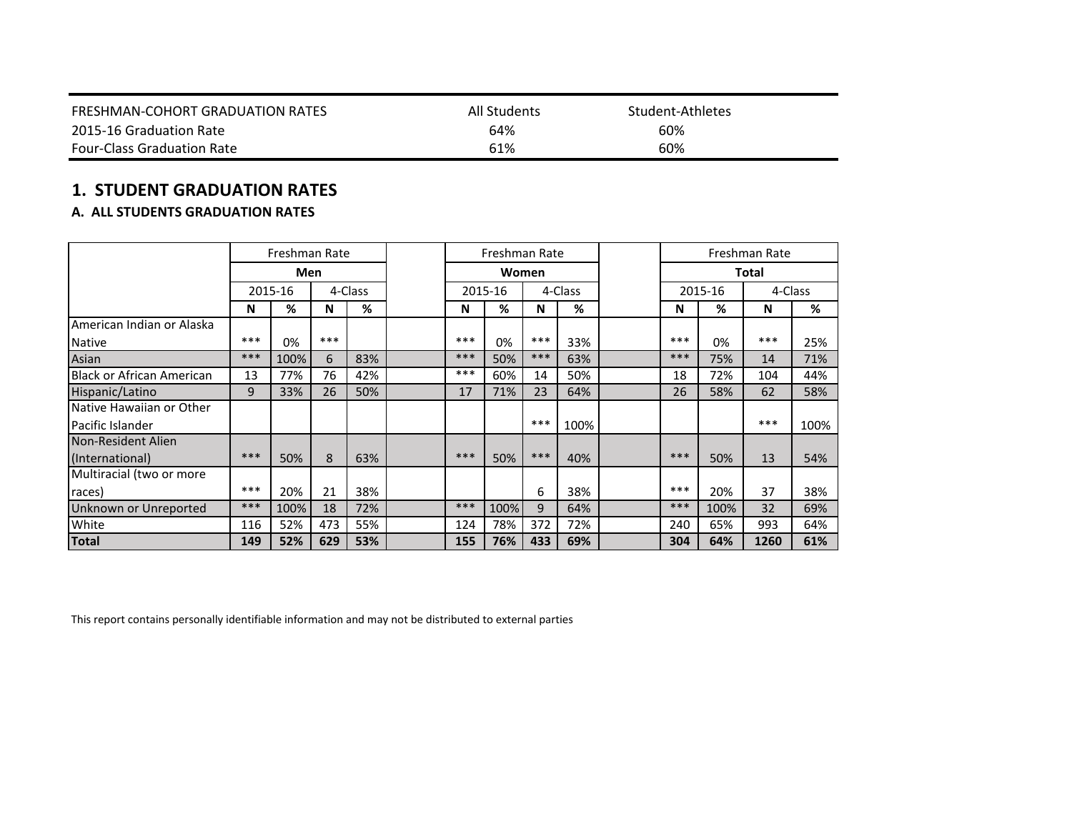| FRESHMAN-COHORT GRADUATION RATES | All Students | Student-Athletes |
|---|---|---|
| 2015-16 Graduation Rate | 64% | 60% |
| Four-Class Graduation Rate | 61% | 60% |

## 1. STUDENT GRADUATION RATES

### A. ALL STUDENTS GRADUATION RATES

| | Freshman Rate | | | | Freshman Rate | | | | Freshman Rate | | | |
|---|---|---|---|---|---|---|---|---|---|---|---|---|
| | **Men** | | | | **Women** | | | | **Total** | | | |
| | 2015-16 | | 4-Class | | 2015-16 | | 4-Class | | 2015-16 | | 4-Class | |
| | **N** | **%** | **N** | **%** | **N** | **%** | **N** | **%** | **N** | **%** | **N** | **%** |
| American Indian or Alaska Native | *** | 0% | *** | | *** | 0% | *** | 33% | *** | 0% | *** | 25% |
| Asian | *** | 100% | 6 | 83% | *** | 50% | *** | 63% | *** | 75% | 14 | 71% |
| Black or African American | 13 | 77% | 76 | 42% | *** | 60% | 14 | 50% | 18 | 72% | 104 | 44% |
| Hispanic/Latino | 9 | 33% | 26 | 50% | 17 | 71% | 23 | 64% | 26 | 58% | 62 | 58% |
| Native Hawaiian or Other Pacific Islander | | | | | | | *** | 100% | | | *** | 100% |
| Non-Resident Alien (International) | *** | 50% | 8 | 63% | *** | 50% | *** | 40% | *** | 50% | 13 | 54% |
| Multiracial (two or more races) | *** | 20% | 21 | 38% | | | 6 | 38% | *** | 20% | 37 | 38% |
| Unknown or Unreported | *** | 100% | 18 | 72% | *** | 100% | 9 | 64% | *** | 100% | 32 | 69% |
| White | 116 | 52% | 473 | 55% | 124 | 78% | 372 | 72% | 240 | 65% | 993 | 64% |
| **Total** | **149** | **52%** | **629** | **53%** | **155** | **76%** | **433** | **69%** | **304** | **64%** | **1260** | **61%** |

This report contains personally identifiable information and may not be distributed to external parties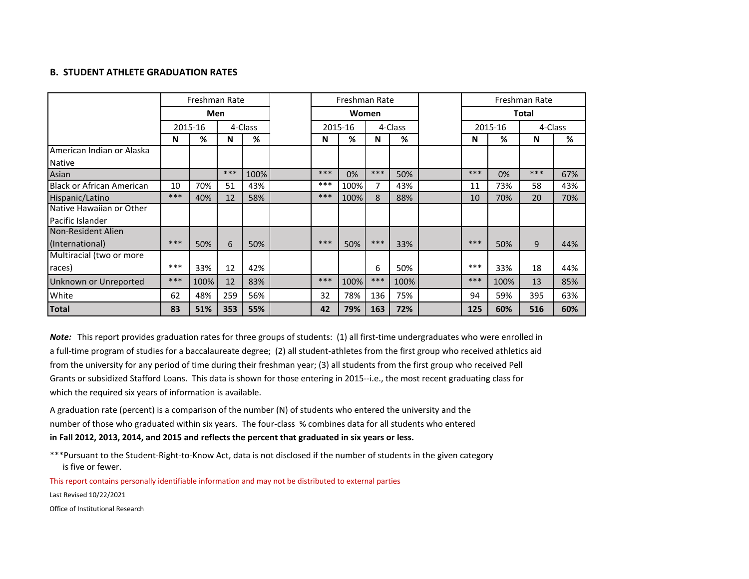## B. STUDENT ATHLETE GRADUATION RATES

| | Freshman Rate | | | | | Freshman Rate | | | | | Freshman Rate | | | |
|---|---|---|---|---|---|---|---|---|---|---|---|---|---|---|
| | **Men** | | | | | **Women** | | | | | **Total** | | | |
| | 2015-16 | | 4-Class | | | 2015-16 | | 4-Class | | | 2015-16 | | 4-Class | |
| | **N** | **%** | **N** | **%** | | **N** | **%** | **N** | **%** | | **N** | **%** | **N** | **%** |
| American Indian or Alaska Native | | | | | | | | | | | | | | |
| Asian | | | *** | 100% | | *** | 0% | *** | 50% | | *** | 0% | *** | 67% |
| Black or African American | 10 | 70% | 51 | 43% | | *** | 100% | 7 | 43% | | 11 | 73% | 58 | 43% |
| Hispanic/Latino | *** | 40% | 12 | 58% | | *** | 100% | 8 | 88% | | 10 | 70% | 20 | 70% |
| Native Hawaiian or Other Pacific Islander | | | | | | | | | | | | | | |
| Non-Resident Alien (International) | *** | 50% | 6 | 50% | | *** | 50% | *** | 33% | | *** | 50% | 9 | 44% |
| Multiracial (two or more races) | *** | 33% | 12 | 42% | | | | 6 | 50% | | *** | 33% | 18 | 44% |
| Unknown or Unreported | *** | 100% | 12 | 83% | | *** | 100% | *** | 100% | | *** | 100% | 13 | 85% |
| White | 62 | 48% | 259 | 56% | | 32 | 78% | 136 | 75% | | 94 | 59% | 395 | 63% |
| **Total** | **83** | **51%** | **353** | **55%** | | **42** | **79%** | **163** | **72%** | | **125** | **60%** | **516** | **60%** |

***Note:*** This report provides graduation rates for three groups of students: (1) all first-time undergraduates who were enrolled in a full-time program of studies for a baccalaureate degree; (2) all student-athletes from the first group who received athletics aid from the university for any period of time during their freshman year; (3) all students from the first group who received Pell Grants or subsidized Stafford Loans. This data is shown for those entering in 2015--i.e., the most recent graduating class for which the required six years of information is available.

A graduation rate (percent) is a comparison of the number (N) of students who entered the university and the number of those who graduated within six years. The four-class % combines data for all students who entered **in Fall 2012, 2013, 2014, and 2015 and reflects the percent that graduated in six years or less.**

***Pursuant to the Student-Right-to-Know Act, data is not disclosed if the number of students in the given category is five or fewer.

This report contains personally identifiable information and may not be distributed to external parties

Last Revised 10/22/2021

Office of Institutional Research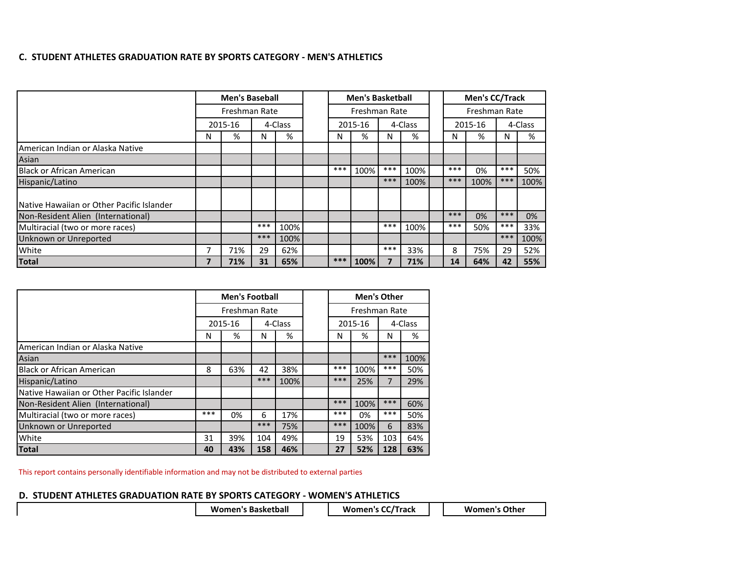## C. STUDENT ATHLETES GRADUATION RATE BY SPORTS CATEGORY - MEN'S ATHLETICS

| | Men's Baseball | | | | Men's Basketball | | | | Men's CC/Track | | | |
|---|---|---|---|---|---|---|---|---|---|---|---|---|
| | Freshman Rate | | | | Freshman Rate | | | | Freshman Rate | | | |
| | 2015-16 | | 4-Class | | 2015-16 | | 4-Class | | 2015-16 | | 4-Class | |
| | N | % | N | % | N | % | N | % | N | % | N | % |
| American Indian or Alaska Native | | | | | | | | | | | | |
| Asian | | | | | | | | | | | | |
| Black or African American | | | | | *** | 100% | *** | 100% | *** | 0% | *** | 50% |
| Hispanic/Latino | | | | | | | *** | 100% | *** | 100% | *** | 100% |
| Native Hawaiian or Other Pacific Islander | | | | | | | | | | | | |
| Non-Resident Alien (International) | | | | | | | | | *** | 0% | *** | 0% |
| Multiracial (two or more races) | | | *** | 100% | | | *** | 100% | *** | 50% | *** | 33% |
| Unknown or Unreported | | | *** | 100% | | | | | | | *** | 100% |
| White | 7 | 71% | 29 | 62% | | | *** | 33% | 8 | 75% | 29 | 52% |
| **Total** | **7** | **71%** | **31** | **65%** | *** | **100%** | **7** | **71%** | **14** | **64%** | **42** | **55%** |

| | Men's Football | | | | Men's Other | | | |
|---|---|---|---|---|---|---|---|---|
| | Freshman Rate | | | | Freshman Rate | | | |
| | 2015-16 | | 4-Class | | 2015-16 | | 4-Class | |
| | N | % | N | % | N | % | N | % |
| American Indian or Alaska Native | | | | | | | | |
| Asian | | | | | | | *** | 100% |
| Black or African American | 8 | 63% | 42 | 38% | *** | 100% | *** | 50% |
| Hispanic/Latino | | | *** | 100% | *** | 25% | 7 | 29% |
| Native Hawaiian or Other Pacific Islander | | | | | | | | |
| Non-Resident Alien (International) | | | | | *** | 100% | *** | 60% |
| Multiracial (two or more races) | *** | 0% | 6 | 17% | *** | 0% | *** | 50% |
| Unknown or Unreported | | | *** | 75% | *** | 100% | 6 | 83% |
| White | 31 | 39% | 104 | 49% | 19 | 53% | 103 | 64% |
| **Total** | **40** | **43%** | **158** | **46%** | **27** | **52%** | **128** | **63%** |

This report contains personally identifiable information and may not be distributed to external parties

## D. STUDENT ATHLETES GRADUATION RATE BY SPORTS CATEGORY - WOMEN'S ATHLETICS

| | Women's Basketball | Women's CC/Track | Women's Other |
|---|---|---|---|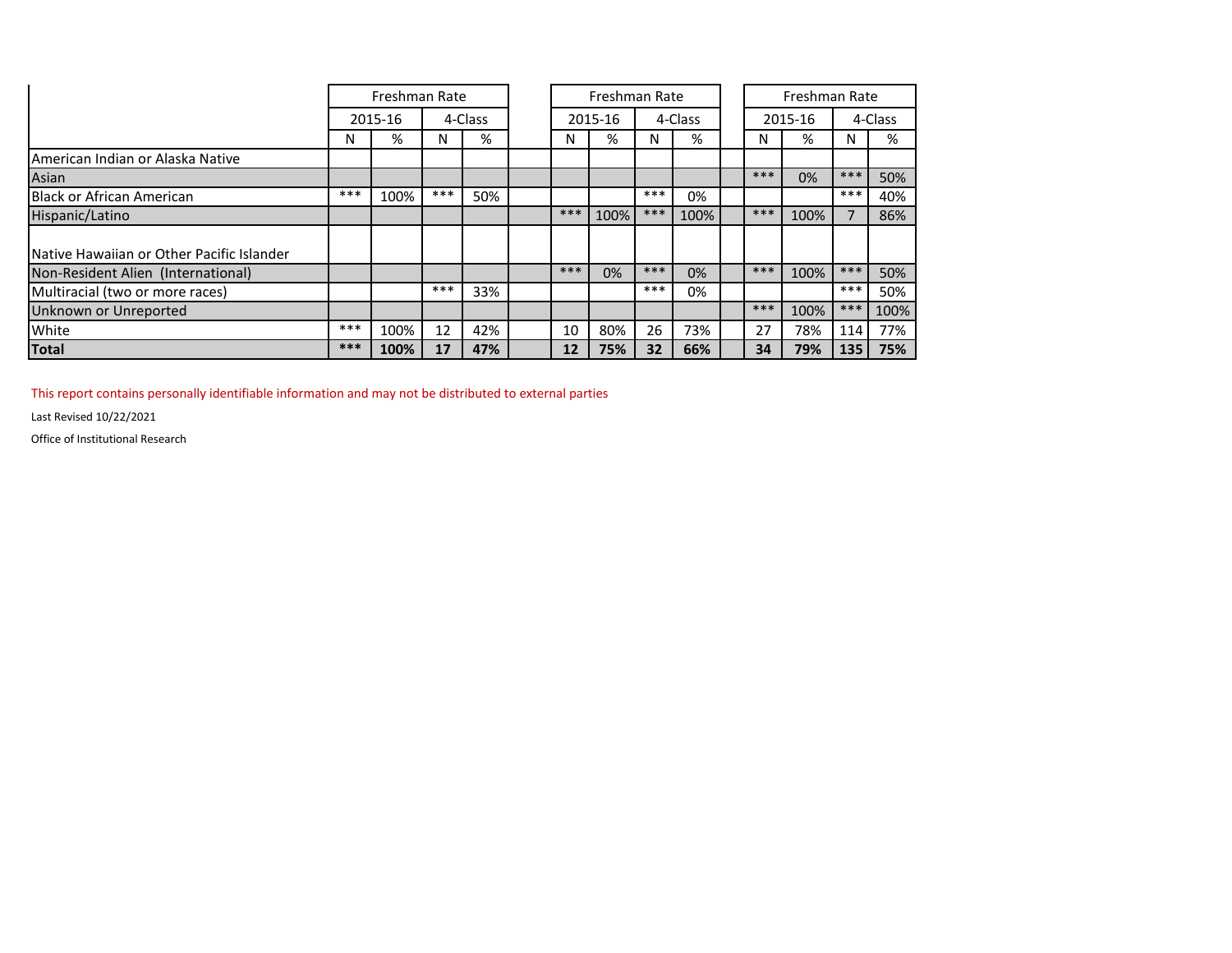| | Freshman Rate | | | | | Freshman Rate | | | | | Freshman Rate | | | |
|---|---|---|---|---|---|---|---|---|---|---|---|---|---|---|
| | 2015-16 | | 4-Class | | | 2015-16 | | 4-Class | | | 2015-16 | | 4-Class | |
| | N | % | N | % | | N | % | N | % | | N | % | N | % |
| American Indian or Alaska Native | | | | | | | | | | | | | | |
| Asian | | | | | | | | | | | *** | 0% | *** | 50% |
| Black or African American | *** | 100% | *** | 50% | | | | *** | 0% | | | | *** | 40% |
| Hispanic/Latino | | | | | | *** | 100% | *** | 100% | | *** | 100% | 7 | 86% |
| Native Hawaiian or Other Pacific Islander | | | | | | | | | | | | | | |
| Non-Resident Alien (International) | | | | | | *** | 0% | *** | 0% | | *** | 100% | *** | 50% |
| Multiracial (two or more races) | | | *** | 33% | | | | *** | 0% | | | | *** | 50% |
| Unknown or Unreported | | | | | | | | | | | *** | 100% | *** | 100% |
| White | *** | 100% | 12 | 42% | | 10 | 80% | 26 | 73% | | 27 | 78% | 114 | 77% |
| **Total** | **\*\*\*** | **100%** | **17** | **47%** | | **12** | **75%** | **32** | **66%** | | **34** | **79%** | **135** | **75%** |

This report contains personally identifiable information and may not be distributed to external parties

Last Revised 10/22/2021

Office of Institutional Research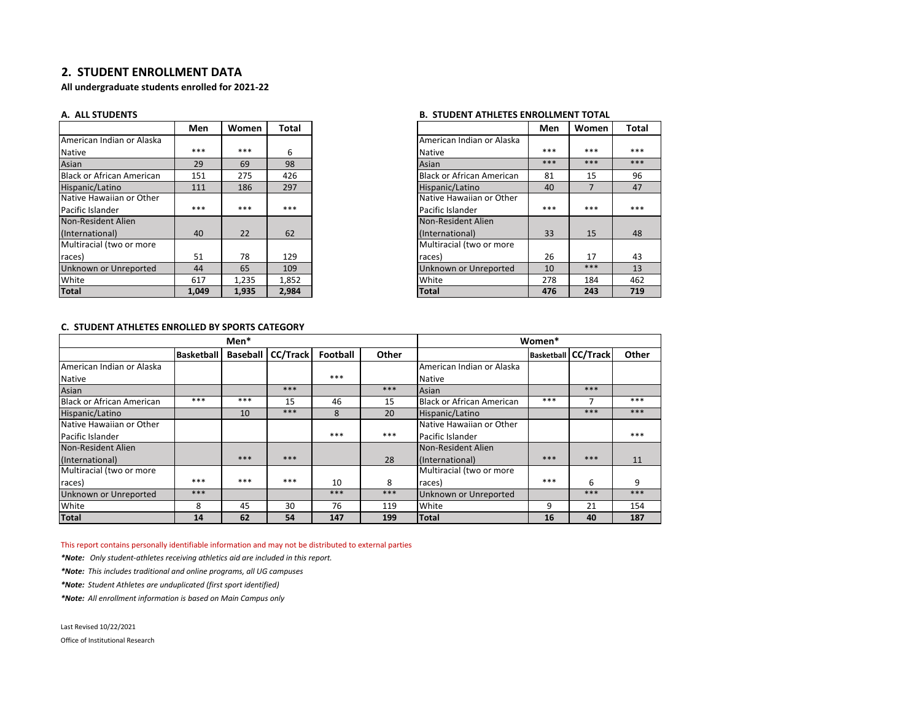## 2. STUDENT ENROLLMENT DATA

**All undergraduate students enrolled for 2021-22**

### A. ALL STUDENTS

| | Men | Women | Total |
|---|---|---|---|
| American Indian or Alaska Native | *** | *** | 6 |
| Asian | 29 | 69 | 98 |
| Black or African American | 151 | 275 | 426 |
| Hispanic/Latino | 111 | 186 | 297 |
| Native Hawaiian or Other Pacific Islander | *** | *** | *** |
| Non-Resident Alien (International) | 40 | 22 | 62 |
| Multiracial (two or more races) | 51 | 78 | 129 |
| Unknown or Unreported | 44 | 65 | 109 |
| White | 617 | 1,235 | 1,852 |
| **Total** | **1,049** | **1,935** | **2,984** |

### B. STUDENT ATHLETES ENROLLMENT TOTAL

| | Men | Women | Total |
|---|---|---|---|
| American Indian or Alaska Native | *** | *** | *** |
| Asian | *** | *** | *** |
| Black or African American | 81 | 15 | 96 |
| Hispanic/Latino | 40 | 7 | 47 |
| Native Hawaiian or Other Pacific Islander | *** | *** | *** |
| Non-Resident Alien (International) | 33 | 15 | 48 |
| Multiracial (two or more races) | 26 | 17 | 43 |
| Unknown or Unreported | 10 | *** | 13 |
| White | 278 | 184 | 462 |
| **Total** | **476** | **243** | **719** |

### C. STUDENT ATHLETES ENROLLED BY SPORTS CATEGORY

| Men* | | | | | | Women* | | | |
|---|---|---|---|---|---|---|---|---|---|
| | Basketball | Baseball | CC/Track | Football | Other | | Basketball | CC/Track | Other |
| American Indian or Alaska Native | | | | *** | | American Indian or Alaska Native | | | |
| Asian | | | *** | | *** | Asian | | *** | |
| Black or African American | *** | *** | 15 | 46 | 15 | Black or African American | *** | 7 | *** |
| Hispanic/Latino | | 10 | *** | 8 | 20 | Hispanic/Latino | | *** | *** |
| Native Hawaiian or Other Pacific Islander | | | | *** | *** | Native Hawaiian or Other Pacific Islander | | | *** |
| Non-Resident Alien (International) | | *** | *** | | 28 | Non-Resident Alien (International) | *** | *** | 11 |
| Multiracial (two or more races) | *** | *** | *** | 10 | 8 | Multiracial (two or more races) | *** | 6 | 9 |
| Unknown or Unreported | *** | | | *** | *** | Unknown or Unreported | | *** | *** |
| White | 8 | 45 | 30 | 76 | 119 | White | 9 | 21 | 154 |
| **Total** | **14** | **62** | **54** | **147** | **199** | **Total** | **16** | **40** | **187** |

This report contains personally identifiable information and may not be distributed to external parties

***Note:** Only student-athletes receiving athletics aid are included in this report.*

***Note:** This includes traditional and online programs, all UG campuses*

***Note:** Student Athletes are unduplicated (first sport identified)*

***Note:** All enrollment information is based on Main Campus only*

Last Revised 10/22/2021

Office of Institutional Research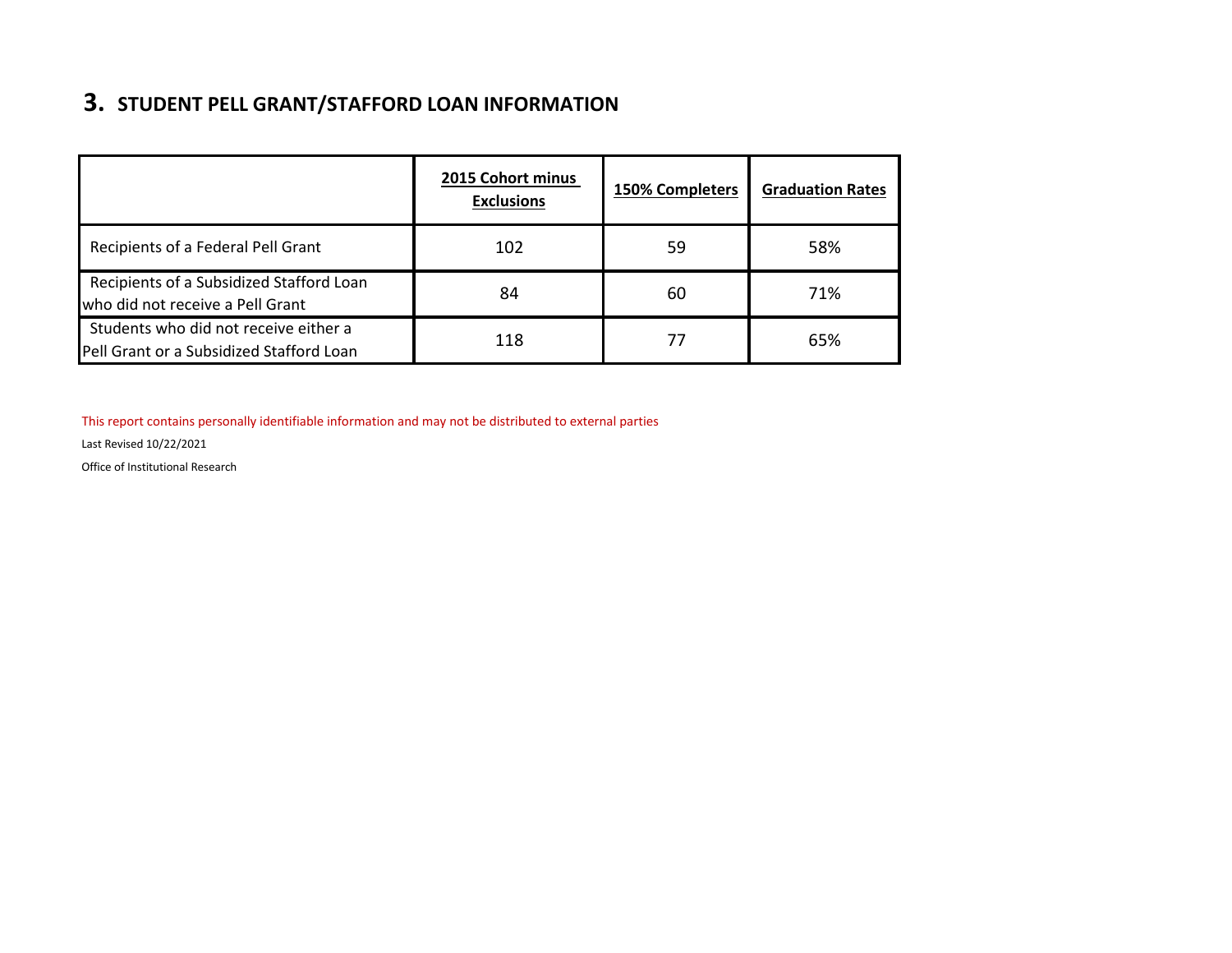## 3. STUDENT PELL GRANT/STAFFORD LOAN INFORMATION

| | 2015 Cohort minus Exclusions | 150% Completers | Graduation Rates |
|---|---|---|---|
| Recipients of a Federal Pell Grant | 102 | 59 | 58% |
| Recipients of a Subsidized Stafford Loan who did not receive a Pell Grant | 84 | 60 | 71% |
| Students who did not receive either a Pell Grant or a Subsidized Stafford Loan | 118 | 77 | 65% |

This report contains personally identifiable information and may not be distributed to external parties

Last Revised 10/22/2021

Office of Institutional Research